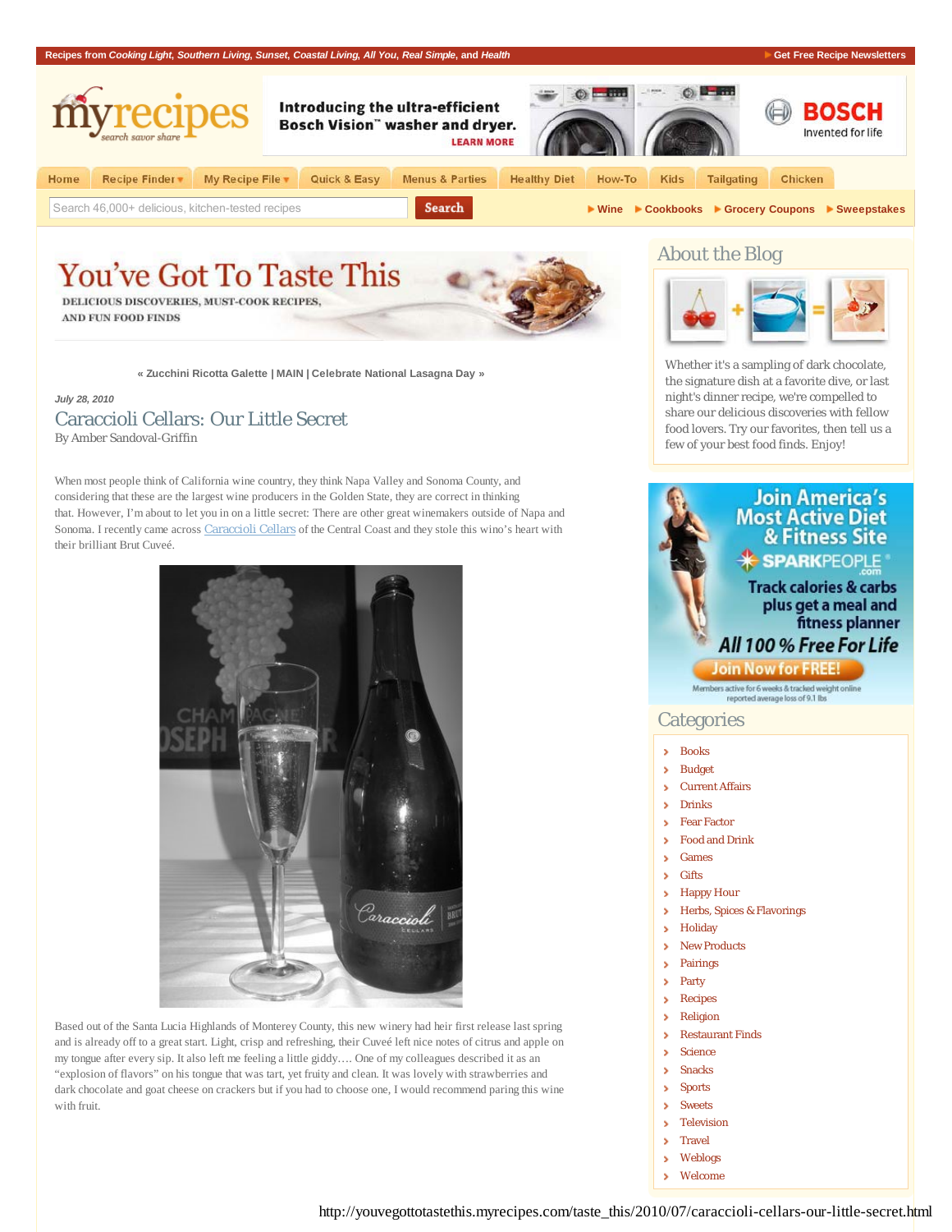Recipes from *Cooking Light*, *Southern Living*, *Sunset*, *Coastal Living*, *All You*, *Real Simple*, and *Health*

Get Free Recipe Newsletters

myrecipes — search savor share

Home | Recipe Finder | My Recipe File | Quick & Easy | Menus & Parties | Healthy Diet | How-To | Kids | Tailgating | Chicken

Search 46,000+ delicious, kitchen-tested recipes [Search]

Wine | Cookbooks | Grocery Coupons | Sweepstakes

# You've Got To Taste This

DELICIOUS DISCOVERIES, MUST-COOK RECIPES, AND FUN FOOD FINDS

« Zucchini Ricotta Galette | MAIN | Celebrate National Lasagna Day »

*July 28, 2010*

## Caraccioli Cellars: Our Little Secret

By Amber Sandoval-Griffin

When most people think of California wine country, they think Napa Valley and Sonoma County, and considering that these are the largest wine producers in the Golden State, they are correct in thinking that. However, I'm about to let you in on a little secret: There are other great winemakers outside of Napa and Sonoma. I recently came across Caraccioli Cellars of the Central Coast and they stole this wino's heart with their brilliant Brut Cuveé.

Based out of the Santa Lucia Highlands of Monterey County, this new winery had heir first release last spring and is already off to a great start. Light, crisp and refreshing, their Cuveé left nice notes of citrus and apple on my tongue after every sip. It also left me feeling a little giddy…. One of my colleagues described it as an "explosion of flavors" on his tongue that was tart, yet fruity and clean. It was lovely with strawberries and dark chocolate and goat cheese on crackers but if you had to choose one, I would recommend paring this wine with fruit.

## About the Blog

Whether it's a sampling of dark chocolate, the signature dish at a favorite dive, or last night's dinner recipe, we're compelled to share our delicious discoveries with fellow food lovers. Try our favorites, then tell us a few of your best food finds. Enjoy!

## Categories

- Books
- Budget
- Current Affairs
- Drinks
- Fear Factor
- Food and Drink
- Games
- Gifts
- Happy Hour
- Herbs, Spices & Flavorings
- Holiday
- New Products
- Pairings
- Party
- Recipes
- Religion
- Restaurant Finds
- Science
- Snacks
- Sports
- Sweets
- Television
- Travel
- Weblogs
- Welcome

http://youvegottotastethis.myrecipes.com/taste_this/2010/07/caraccioli-cellars-our-little-secret.html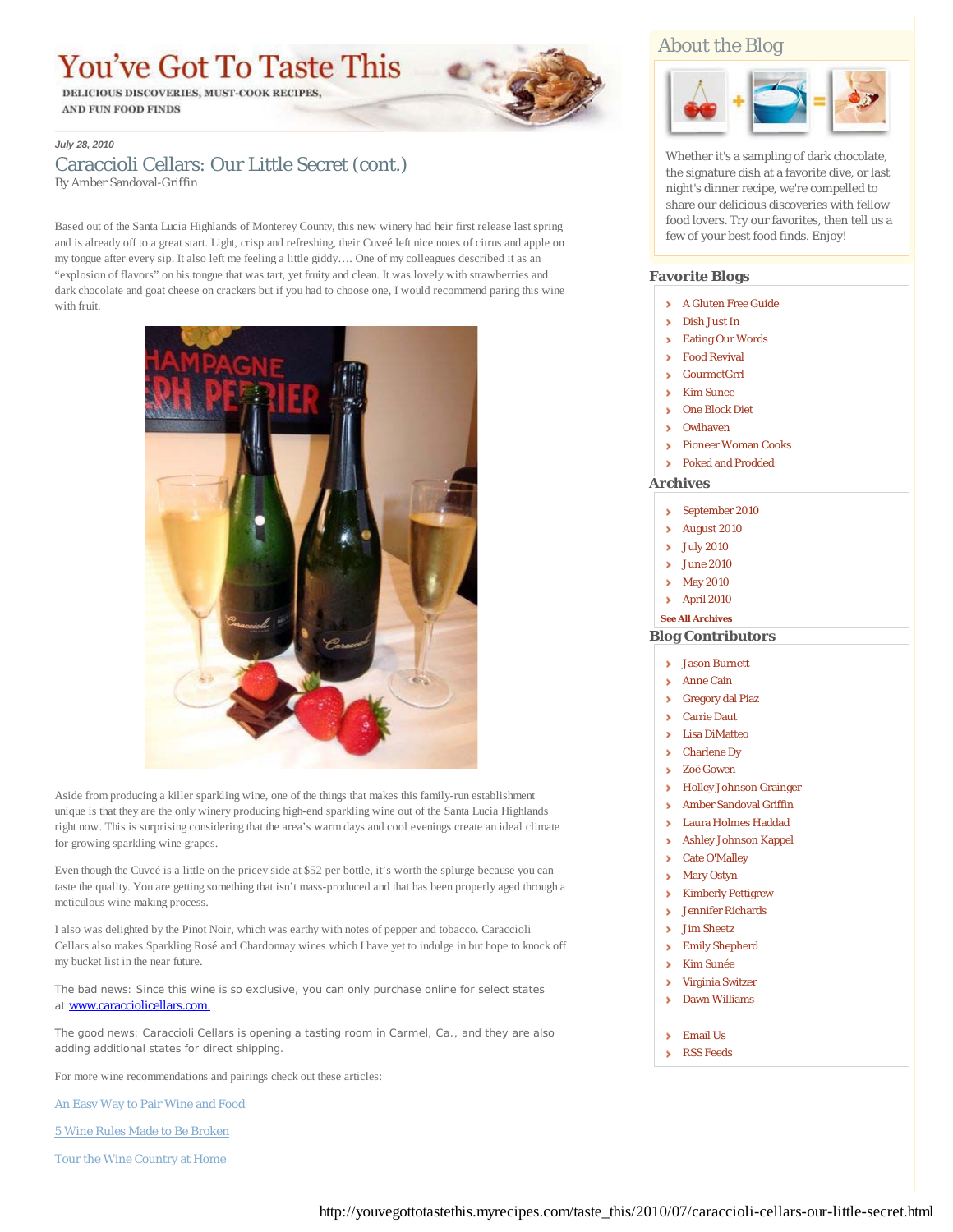# You've Got To Taste This

DELICIOUS DISCOVERIES, MUST-COOK RECIPES, AND FUN FOOD FINDS

*July 28, 2010*

## Caracciolli Cellars: Our Little Secret (cont.)

By Amber Sandoval-Griffin

Based out of the Santa Lucia Highlands of Monterey County, this new winery had heir first release last spring and is already off to a great start. Light, crisp and refreshing, their Cuveé left nice notes of citrus and apple on my tongue after every sip. It also left me feeling a little giddy…. One of my colleagues described it as an "explosion of flavors" on his tongue that was tart, yet fruity and clean. It was lovely with strawberries and dark chocolate and goat cheese on crackers but if you had to choose one, I would recommend paring this wine with fruit.

Aside from producing a killer sparkling wine, one of the things that makes this family-run establishment unique is that they are the only winery producing high-end sparkling wine out of the Santa Lucia Highlands right now. This is surprising considering that the area's warm days and cool evenings create an ideal climate for growing sparkling wine grapes.

Even though the Cuveé is a little on the pricey side at $52 per bottle, it's worth the splurge because you can taste the quality. You are getting something that isn't mass-produced and that has been properly aged through a meticulous wine making process.

I also was delighted by the Pinot Noir, which was earthy with notes of pepper and tobacco. Caraccioli Cellars also makes Sparkling Rosé and Chardonnay wines which I have yet to indulge in but hope to knock off my bucket list in the near future.

The bad news: Since this wine is so exclusive, you can only purchase online for select states at www.caracciolicellars.com.

The good news: Caraccioli Cellars is opening a tasting room in Carmel, Ca., and they are also adding additional states for direct shipping.

For more wine recommendations and pairings check out these articles:

An Easy Way to Pair Wine and Food

5 Wine Rules Made to Be Broken

Tour the Wine Country at Home

## About the Blog

Whether it's a sampling of dark chocolate, the signature dish at a favorite dive, or last night's dinner recipe, we're compelled to share our delicious discoveries with fellow food lovers. Try our favorites, then tell us a few of your best food finds. Enjoy!

### Favorite Blogs

- A Gluten Free Guide
- Dish Just In
- Eating Our Words
- Food Revival
- GourmetGrrl
- Kim Sunee
- One Block Diet
- Owlhaven
- Pioneer Woman Cooks
- Poked and Prodded

### Archives

- September 2010
- August 2010
- July 2010
- June 2010
- May 2010
- April 2010

**See All Archives**

### Blog Contributors

- Jason Burnett
- Anne Cain
- Gregory dal Piaz
- Carrie Daut
- Lisa DiMatteo
- Charlene Dy
- Zoë Gowen
- Holley Johnson Grainger
- Amber Sandoval Griffin
- Laura Holmes Haddad
- Ashley Johnson Kappel
- Cate O'Malley
- Mary Ostyn
- Kimberly Pettigrew
- Jennifer Richards
- Jim Sheetz
- Emily Shepherd
- Kim Sunée
- Virginia Switzer
- Dawn Williams

- Email Us
- RSS Feeds